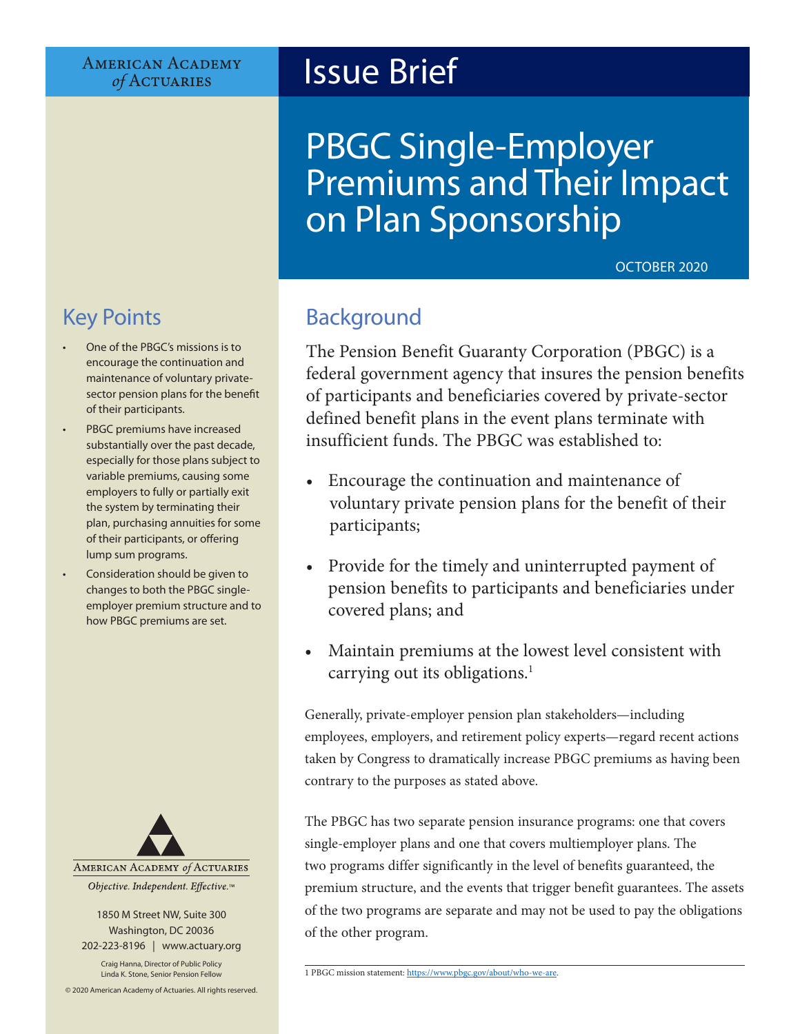American Academy of Actuaries

# Issue Brief

# PBGC Single-Employer Premiums and Their Impact on Plan Sponsorship

OCTOBER 2020

## Key Points

- One of the PBGC's missions is to encourage the continuation and maintenance of voluntary private-sector pension plans for the benefit of their participants.
- PBGC premiums have increased substantially over the past decade, especially for those plans subject to variable premiums, causing some employers to fully or partially exit the system by terminating their plan, purchasing annuities for some of their participants, or offering lump sum programs.
- Consideration should be given to changes to both the PBGC single-employer premium structure and to how PBGC premiums are set.

## Background

The Pension Benefit Guaranty Corporation (PBGC) is a federal government agency that insures the pension benefits of participants and beneficiaries covered by private-sector defined benefit plans in the event plans terminate with insufficient funds. The PBGC was established to:

- Encourage the continuation and maintenance of voluntary private pension plans for the benefit of their participants;
- Provide for the timely and uninterrupted payment of pension benefits to participants and beneficiaries under covered plans; and
- Maintain premiums at the lowest level consistent with carrying out its obligations.[1]

Generally, private-employer pension plan stakeholders—including employees, employers, and retirement policy experts—regard recent actions taken by Congress to dramatically increase PBGC premiums as having been contrary to the purposes as stated above.

The PBGC has two separate pension insurance programs: one that covers single-employer plans and one that covers multiemployer plans. The two programs differ significantly in the level of benefits guaranteed, the premium structure, and the events that trigger benefit guarantees. The assets of the two programs are separate and may not be used to pay the obligations of the other program.

1 PBGC mission statement: https://www.pbgc.gov/about/who-we-are.

American Academy of Actuaries
*Objective. Independent. Effective.™*

1850 M Street NW, Suite 300
Washington, DC 20036
202-223-8196 | www.actuary.org

Craig Hanna, Director of Public Policy
Linda K. Stone, Senior Pension Fellow

© 2020 American Academy of Actuaries. All rights reserved.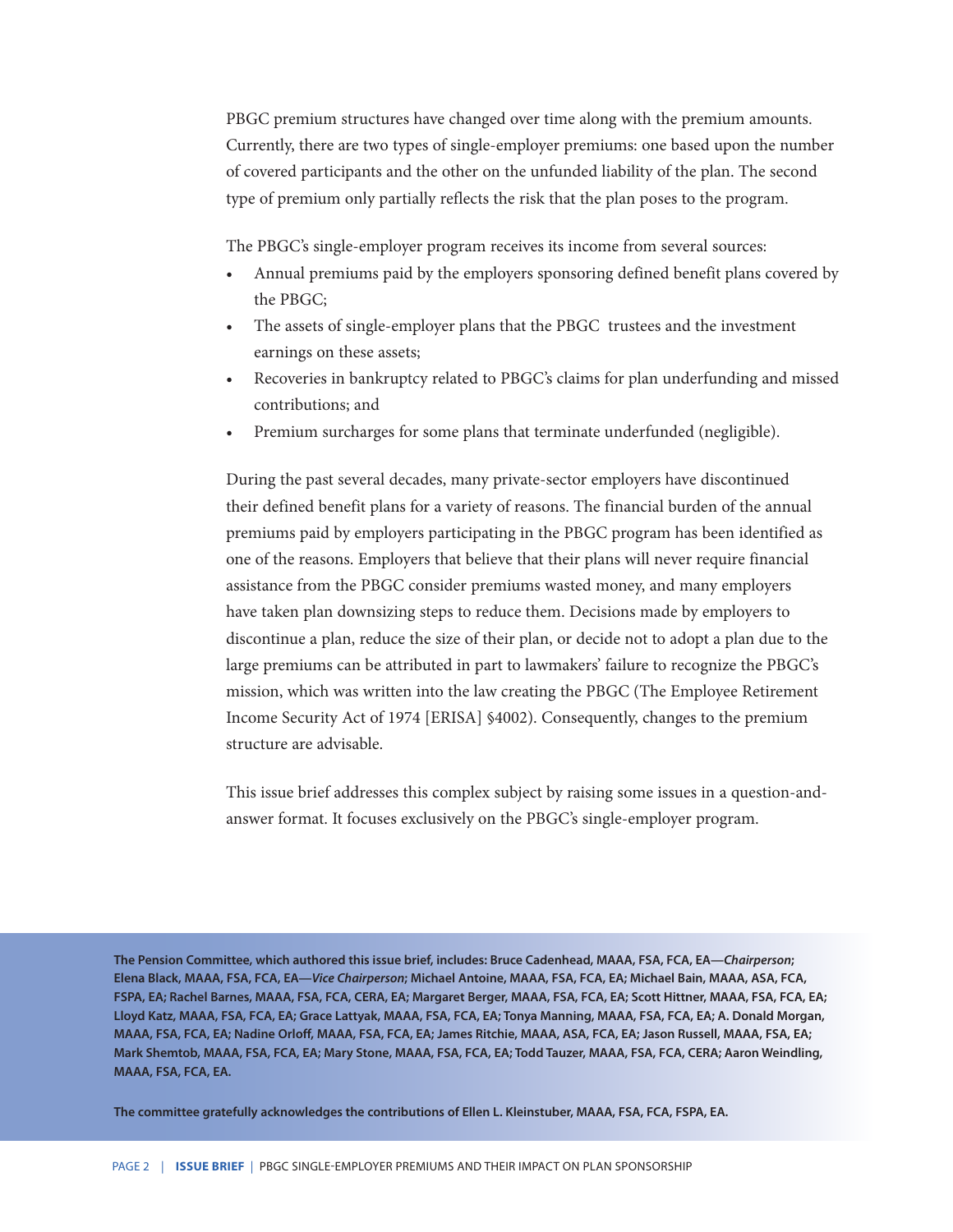PBGC premium structures have changed over time along with the premium amounts. Currently, there are two types of single-employer premiums: one based upon the number of covered participants and the other on the unfunded liability of the plan. The second type of premium only partially reflects the risk that the plan poses to the program.

The PBGC's single-employer program receives its income from several sources:

- Annual premiums paid by the employers sponsoring defined benefit plans covered by the PBGC;
- The assets of single-employer plans that the PBGC trustees and the investment earnings on these assets;
- Recoveries in bankruptcy related to PBGC's claims for plan underfunding and missed contributions; and
- Premium surcharges for some plans that terminate underfunded (negligible).

During the past several decades, many private-sector employers have discontinued their defined benefit plans for a variety of reasons. The financial burden of the annual premiums paid by employers participating in the PBGC program has been identified as one of the reasons. Employers that believe that their plans will never require financial assistance from the PBGC consider premiums wasted money, and many employers have taken plan downsizing steps to reduce them. Decisions made by employers to discontinue a plan, reduce the size of their plan, or decide not to adopt a plan due to the large premiums can be attributed in part to lawmakers' failure to recognize the PBGC's mission, which was written into the law creating the PBGC (The Employee Retirement Income Security Act of 1974 [ERISA] §4002). Consequently, changes to the premium structure are advisable.

This issue brief addresses this complex subject by raising some issues in a question-and-answer format. It focuses exclusively on the PBGC's single-employer program.

**The Pension Committee, which authored this issue brief, includes: Bruce Cadenhead, MAAA, FSA, FCA, EA—*Chairperson*; Elena Black, MAAA, FSA, FCA, EA—*Vice Chairperson*; Michael Antoine, MAAA, FSA, FCA, EA; Michael Bain, MAAA, ASA, FCA, FSPA, EA; Rachel Barnes, MAAA, FSA, FCA, CERA, EA; Margaret Berger, MAAA, FSA, FCA, EA; Scott Hittner, MAAA, FSA, FCA, EA; Lloyd Katz, MAAA, FSA, FCA, EA; Grace Lattyak, MAAA, FSA, FCA, EA; Tonya Manning, MAAA, FSA, FCA, EA; A. Donald Morgan, MAAA, FSA, FCA, EA; Nadine Orloff, MAAA, FSA, FCA, EA; James Ritchie, MAAA, ASA, FCA, EA; Jason Russell, MAAA, FSA, EA; Mark Shemtob, MAAA, FSA, FCA, EA; Mary Stone, MAAA, FSA, FCA, EA; Todd Tauzer, MAAA, FSA, FCA, CERA; Aaron Weindling, MAAA, FSA, FCA, EA.**

**The committee gratefully acknowledges the contributions of Ellen L. Kleinstuber, MAAA, FSA, FCA, FSPA, EA.**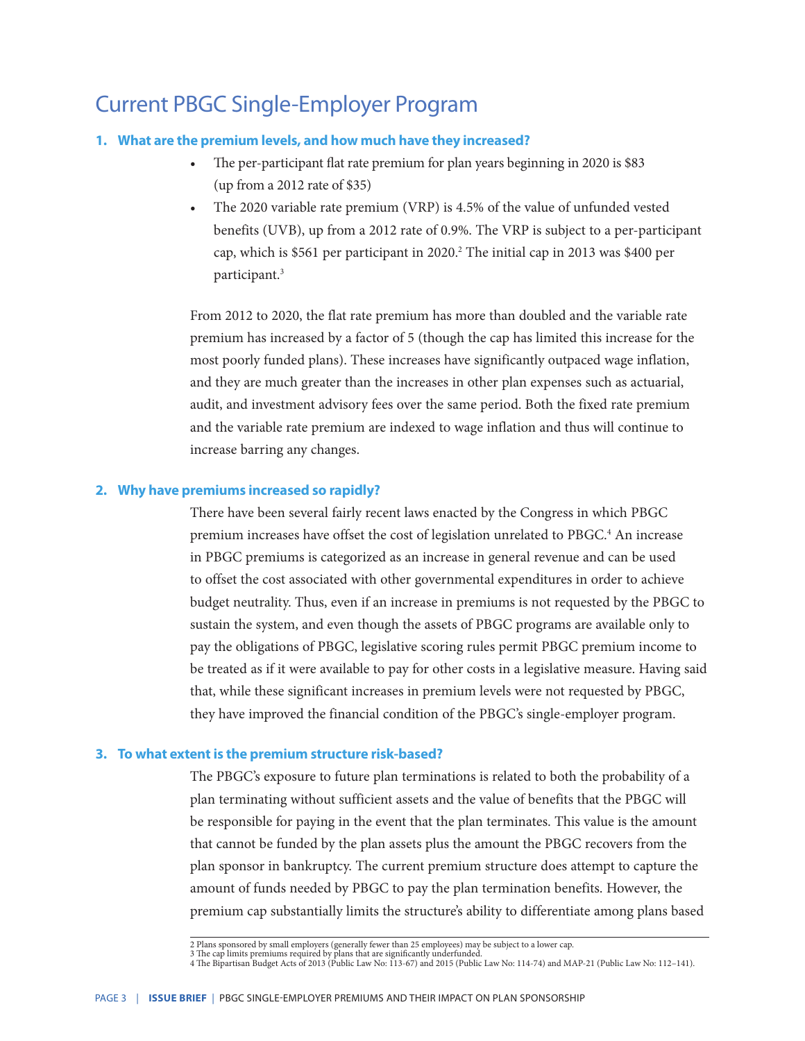## Current PBGC Single-Employer Program

### 1. What are the premium levels, and how much have they increased?

- The per-participant flat rate premium for plan years beginning in 2020 is $83 (up from a 2012 rate of $35)
- The 2020 variable rate premium (VRP) is 4.5% of the value of unfunded vested benefits (UVB), up from a 2012 rate of 0.9%. The VRP is subject to a per-participant cap, which is $561 per participant in 2020.[2] The initial cap in 2013 was $400 per participant.[3]

From 2012 to 2020, the flat rate premium has more than doubled and the variable rate premium has increased by a factor of 5 (though the cap has limited this increase for the most poorly funded plans). These increases have significantly outpaced wage inflation, and they are much greater than the increases in other plan expenses such as actuarial, audit, and investment advisory fees over the same period. Both the fixed rate premium and the variable rate premium are indexed to wage inflation and thus will continue to increase barring any changes.

### 2. Why have premiums increased so rapidly?

There have been several fairly recent laws enacted by the Congress in which PBGC premium increases have offset the cost of legislation unrelated to PBGC.[4] An increase in PBGC premiums is categorized as an increase in general revenue and can be used to offset the cost associated with other governmental expenditures in order to achieve budget neutrality. Thus, even if an increase in premiums is not requested by the PBGC to sustain the system, and even though the assets of PBGC programs are available only to pay the obligations of PBGC, legislative scoring rules permit PBGC premium income to be treated as if it were available to pay for other costs in a legislative measure. Having said that, while these significant increases in premium levels were not requested by PBGC, they have improved the financial condition of the PBGC's single-employer program.

### 3. To what extent is the premium structure risk-based?

The PBGC's exposure to future plan terminations is related to both the probability of a plan terminating without sufficient assets and the value of benefits that the PBGC will be responsible for paying in the event that the plan terminates. This value is the amount that cannot be funded by the plan assets plus the amount the PBGC recovers from the plan sponsor in bankruptcy. The current premium structure does attempt to capture the amount of funds needed by PBGC to pay the plan termination benefits. However, the premium cap substantially limits the structure's ability to differentiate among plans based

---

2 Plans sponsored by small employers (generally fewer than 25 employees) may be subject to a lower cap.
3 The cap limits premiums required by plans that are significantly underfunded.
4 The Bipartisan Budget Acts of 2013 (Public Law No: 113-67) and 2015 (Public Law No: 114-74) and MAP-21 (Public Law No: 112–141).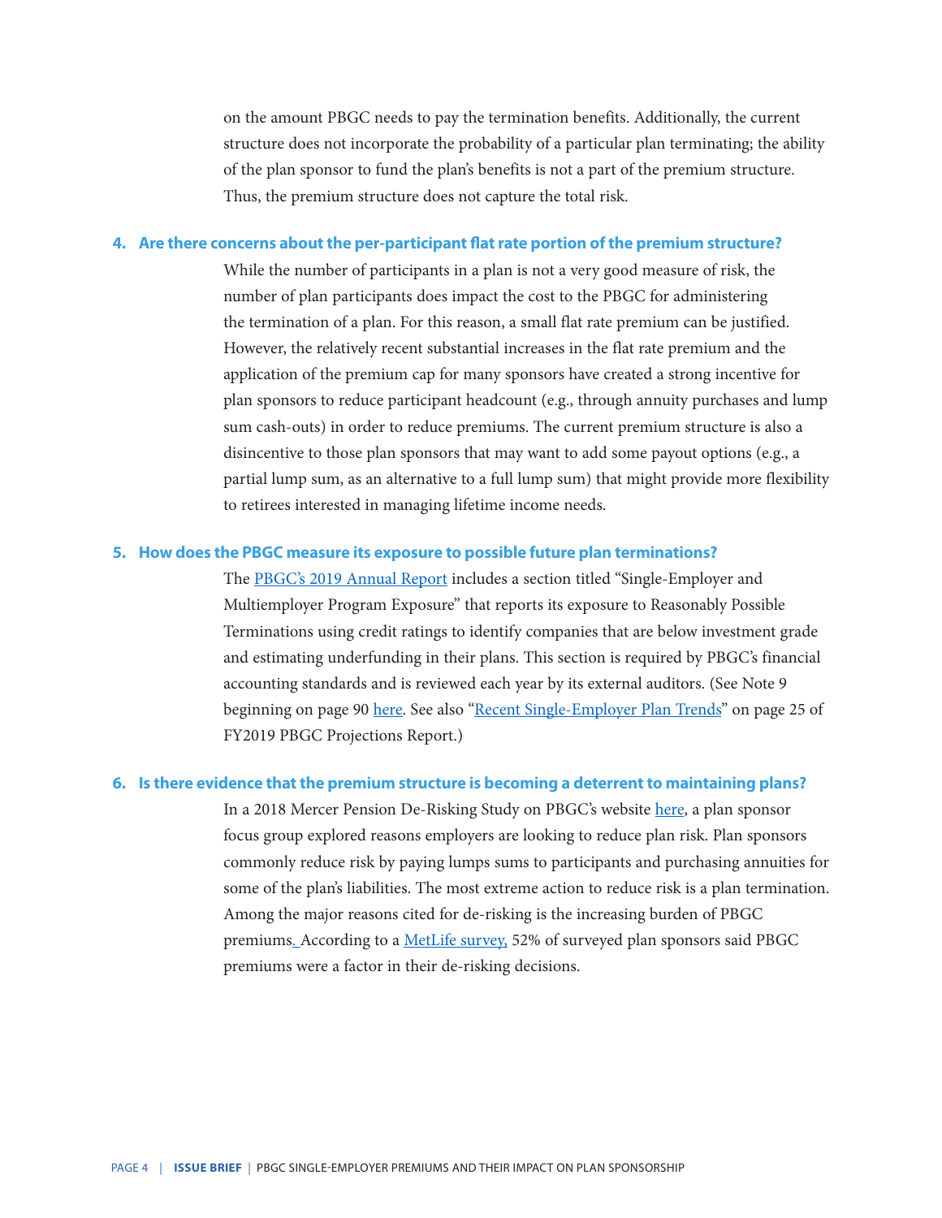on the amount PBGC needs to pay the termination benefits. Additionally, the current structure does not incorporate the probability of a particular plan terminating; the ability of the plan sponsor to fund the plan's benefits is not a part of the premium structure. Thus, the premium structure does not capture the total risk.

### 4. Are there concerns about the per-participant flat rate portion of the premium structure?

While the number of participants in a plan is not a very good measure of risk, the number of plan participants does impact the cost to the PBGC for administering the termination of a plan. For this reason, a small flat rate premium can be justified. However, the relatively recent substantial increases in the flat rate premium and the application of the premium cap for many sponsors have created a strong incentive for plan sponsors to reduce participant headcount (e.g., through annuity purchases and lump sum cash-outs) in order to reduce premiums. The current premium structure is also a disincentive to those plan sponsors that may want to add some payout options (e.g., a partial lump sum, as an alternative to a full lump sum) that might provide more flexibility to retirees interested in managing lifetime income needs.

### 5. How does the PBGC measure its exposure to possible future plan terminations?

The PBGC's 2019 Annual Report includes a section titled "Single-Employer and Multiemployer Program Exposure" that reports its exposure to Reasonably Possible Terminations using credit ratings to identify companies that are below investment grade and estimating underfunding in their plans. This section is required by PBGC's financial accounting standards and is reviewed each year by its external auditors. (See Note 9 beginning on page 90 here. See also "Recent Single-Employer Plan Trends" on page 25 of FY2019 PBGC Projections Report.)

### 6. Is there evidence that the premium structure is becoming a deterrent to maintaining plans?

In a 2018 Mercer Pension De-Risking Study on PBGC's website here, a plan sponsor focus group explored reasons employers are looking to reduce plan risk. Plan sponsors commonly reduce risk by paying lumps sums to participants and purchasing annuities for some of the plan's liabilities. The most extreme action to reduce risk is a plan termination. Among the major reasons cited for de-risking is the increasing burden of PBGC premiums. According to a MetLife survey, 52% of surveyed plan sponsors said PBGC premiums were a factor in their de-risking decisions.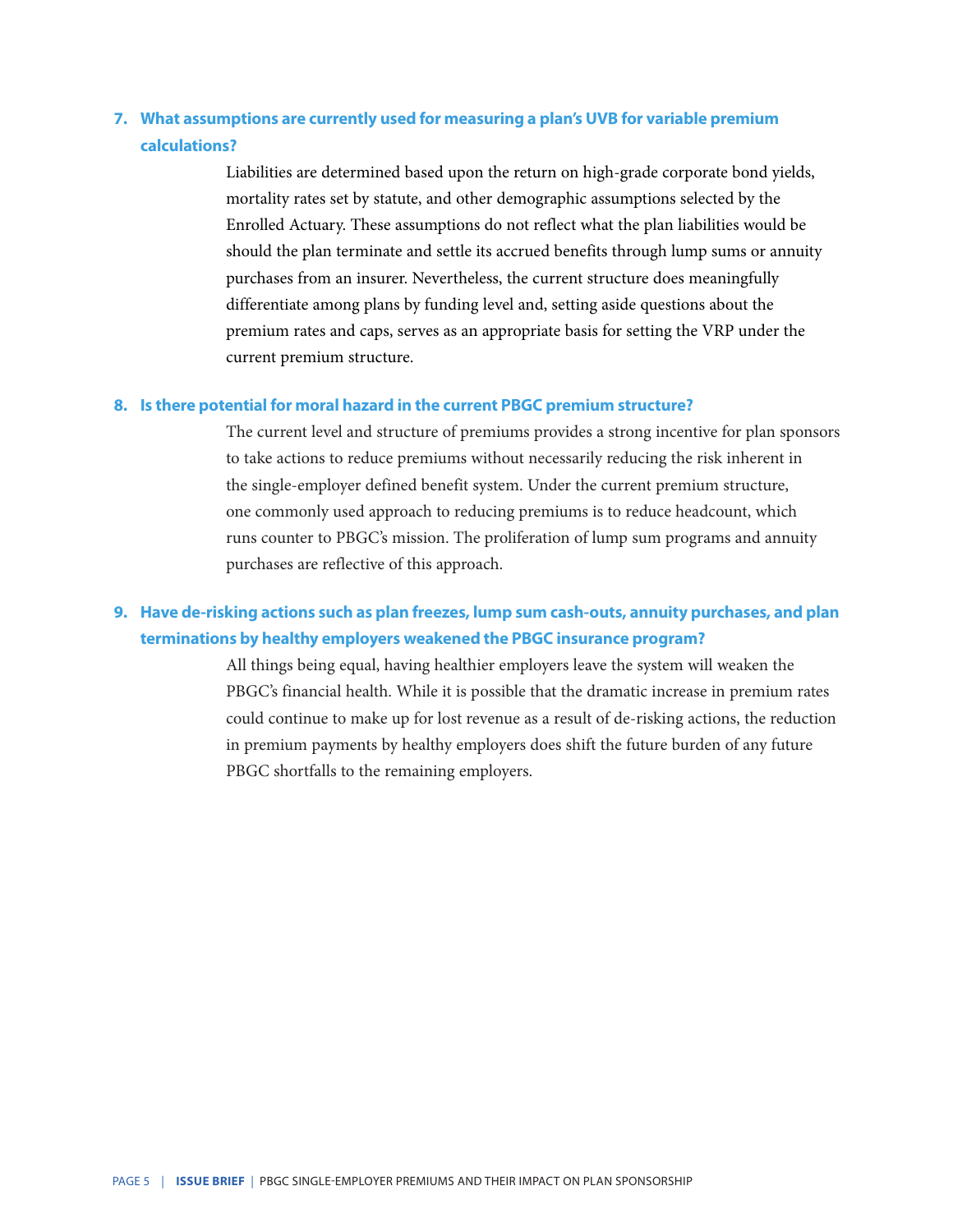**7. What assumptions are currently used for measuring a plan's UVB for variable premium calculations?**

Liabilities are determined based upon the return on high-grade corporate bond yields, mortality rates set by statute, and other demographic assumptions selected by the Enrolled Actuary. These assumptions do not reflect what the plan liabilities would be should the plan terminate and settle its accrued benefits through lump sums or annuity purchases from an insurer. Nevertheless, the current structure does meaningfully differentiate among plans by funding level and, setting aside questions about the premium rates and caps, serves as an appropriate basis for setting the VRP under the current premium structure.

**8. Is there potential for moral hazard in the current PBGC premium structure?**

The current level and structure of premiums provides a strong incentive for plan sponsors to take actions to reduce premiums without necessarily reducing the risk inherent in the single-employer defined benefit system. Under the current premium structure, one commonly used approach to reducing premiums is to reduce headcount, which runs counter to PBGC's mission. The proliferation of lump sum programs and annuity purchases are reflective of this approach.

**9. Have de-risking actions such as plan freezes, lump sum cash-outs, annuity purchases, and plan terminations by healthy employers weakened the PBGC insurance program?**

All things being equal, having healthier employers leave the system will weaken the PBGC's financial health. While it is possible that the dramatic increase in premium rates could continue to make up for lost revenue as a result of de-risking actions, the reduction in premium payments by healthy employers does shift the future burden of any future PBGC shortfalls to the remaining employers.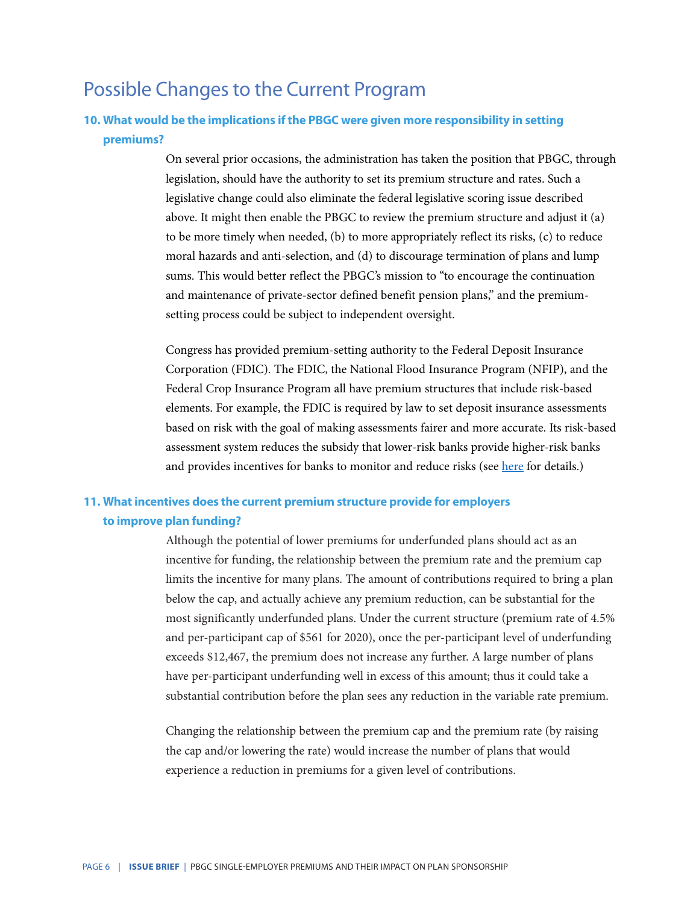## Possible Changes to the Current Program

### 10. What would be the implications if the PBGC were given more responsibility in setting premiums?

On several prior occasions, the administration has taken the position that PBGC, through legislation, should have the authority to set its premium structure and rates. Such a legislative change could also eliminate the federal legislative scoring issue described above. It might then enable the PBGC to review the premium structure and adjust it (a) to be more timely when needed, (b) to more appropriately reflect its risks, (c) to reduce moral hazards and anti-selection, and (d) to discourage termination of plans and lump sums. This would better reflect the PBGC's mission to "to encourage the continuation and maintenance of private-sector defined benefit pension plans," and the premium-setting process could be subject to independent oversight.

Congress has provided premium-setting authority to the Federal Deposit Insurance Corporation (FDIC). The FDIC, the National Flood Insurance Program (NFIP), and the Federal Crop Insurance Program all have premium structures that include risk-based elements. For example, the FDIC is required by law to set deposit insurance assessments based on risk with the goal of making assessments fairer and more accurate. Its risk-based assessment system reduces the subsidy that lower-risk banks provide higher-risk banks and provides incentives for banks to monitor and reduce risks (see here for details.)

### 11. What incentives does the current premium structure provide for employers to improve plan funding?

Although the potential of lower premiums for underfunded plans should act as an incentive for funding, the relationship between the premium rate and the premium cap limits the incentive for many plans. The amount of contributions required to bring a plan below the cap, and actually achieve any premium reduction, can be substantial for the most significantly underfunded plans. Under the current structure (premium rate of 4.5% and per-participant cap of $561 for 2020), once the per-participant level of underfunding exceeds $12,467, the premium does not increase any further. A large number of plans have per-participant underfunding well in excess of this amount; thus it could take a substantial contribution before the plan sees any reduction in the variable rate premium.

Changing the relationship between the premium cap and the premium rate (by raising the cap and/or lowering the rate) would increase the number of plans that would experience a reduction in premiums for a given level of contributions.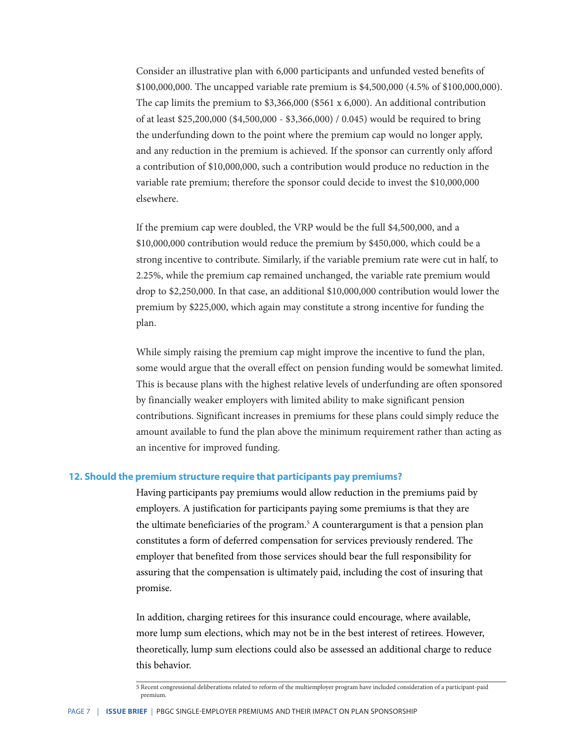Consider an illustrative plan with 6,000 participants and unfunded vested benefits of $100,000,000. The uncapped variable rate premium is $4,500,000 (4.5% of $100,000,000). The cap limits the premium to $3,366,000 ($561 x 6,000). An additional contribution of at least $25,200,000 ($4,500,000 - $3,366,000) / 0.045) would be required to bring the underfunding down to the point where the premium cap would no longer apply, and any reduction in the premium is achieved. If the sponsor can currently only afford a contribution of $10,000,000, such a contribution would produce no reduction in the variable rate premium; therefore the sponsor could decide to invest the $10,000,000 elsewhere.

If the premium cap were doubled, the VRP would be the full $4,500,000, and a $10,000,000 contribution would reduce the premium by $450,000, which could be a strong incentive to contribute. Similarly, if the variable premium rate were cut in half, to 2.25%, while the premium cap remained unchanged, the variable rate premium would drop to $2,250,000. In that case, an additional $10,000,000 contribution would lower the premium by $225,000, which again may constitute a strong incentive for funding the plan.

While simply raising the premium cap might improve the incentive to fund the plan, some would argue that the overall effect on pension funding would be somewhat limited. This is because plans with the highest relative levels of underfunding are often sponsored by financially weaker employers with limited ability to make significant pension contributions. Significant increases in premiums for these plans could simply reduce the amount available to fund the plan above the minimum requirement rather than acting as an incentive for improved funding.

## 12. Should the premium structure require that participants pay premiums?

Having participants pay premiums would allow reduction in the premiums paid by employers. A justification for participants paying some premiums is that they are the ultimate beneficiaries of the program.[5] A counterargument is that a pension plan constitutes a form of deferred compensation for services previously rendered. The employer that benefited from those services should bear the full responsibility for assuring that the compensation is ultimately paid, including the cost of insuring that promise.

In addition, charging retirees for this insurance could encourage, where available, more lump sum elections, which may not be in the best interest of retirees. However, theoretically, lump sum elections could also be assessed an additional charge to reduce this behavior.

5 Recent congressional deliberations related to reform of the multiemployer program have included consideration of a participant-paid premium.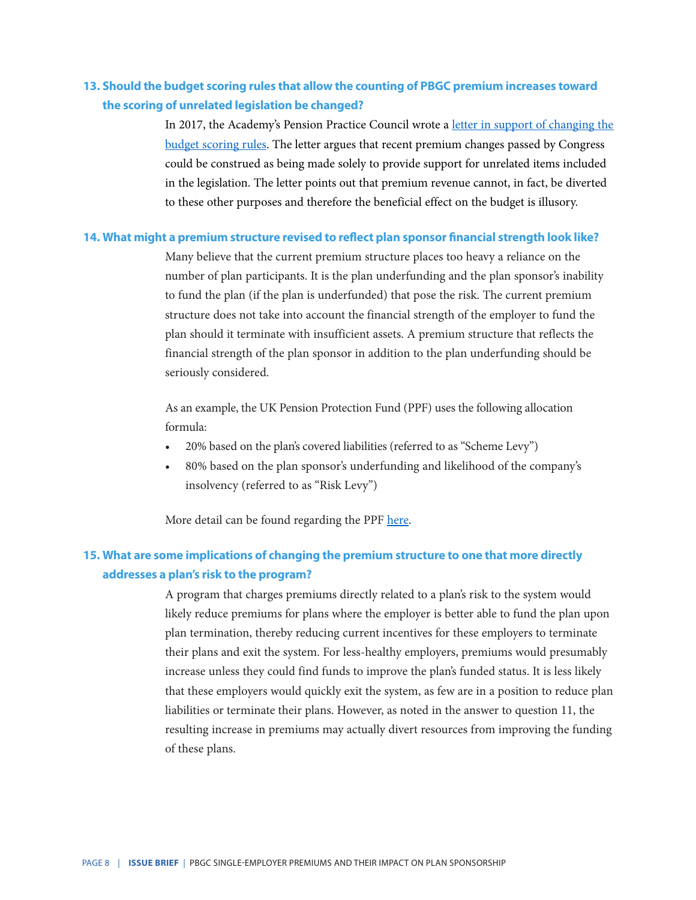### 13. Should the budget scoring rules that allow the counting of PBGC premium increases toward the scoring of unrelated legislation be changed?

In 2017, the Academy's Pension Practice Council wrote a letter in support of changing the budget scoring rules. The letter argues that recent premium changes passed by Congress could be construed as being made solely to provide support for unrelated items included in the legislation. The letter points out that premium revenue cannot, in fact, be diverted to these other purposes and therefore the beneficial effect on the budget is illusory.

### 14. What might a premium structure revised to reflect plan sponsor financial strength look like?

Many believe that the current premium structure places too heavy a reliance on the number of plan participants. It is the plan underfunding and the plan sponsor's inability to fund the plan (if the plan is underfunded) that pose the risk. The current premium structure does not take into account the financial strength of the employer to fund the plan should it terminate with insufficient assets. A premium structure that reflects the financial strength of the plan sponsor in addition to the plan underfunding should be seriously considered.

As an example, the UK Pension Protection Fund (PPF) uses the following allocation formula:

- 20% based on the plan's covered liabilities (referred to as "Scheme Levy")
- 80% based on the plan sponsor's underfunding and likelihood of the company's insolvency (referred to as "Risk Levy")

More detail can be found regarding the PPF here.

### 15. What are some implications of changing the premium structure to one that more directly addresses a plan's risk to the program?

A program that charges premiums directly related to a plan's risk to the system would likely reduce premiums for plans where the employer is better able to fund the plan upon plan termination, thereby reducing current incentives for these employers to terminate their plans and exit the system. For less-healthy employers, premiums would presumably increase unless they could find funds to improve the plan's funded status. It is less likely that these employers would quickly exit the system, as few are in a position to reduce plan liabilities or terminate their plans. However, as noted in the answer to question 11, the resulting increase in premiums may actually divert resources from improving the funding of these plans.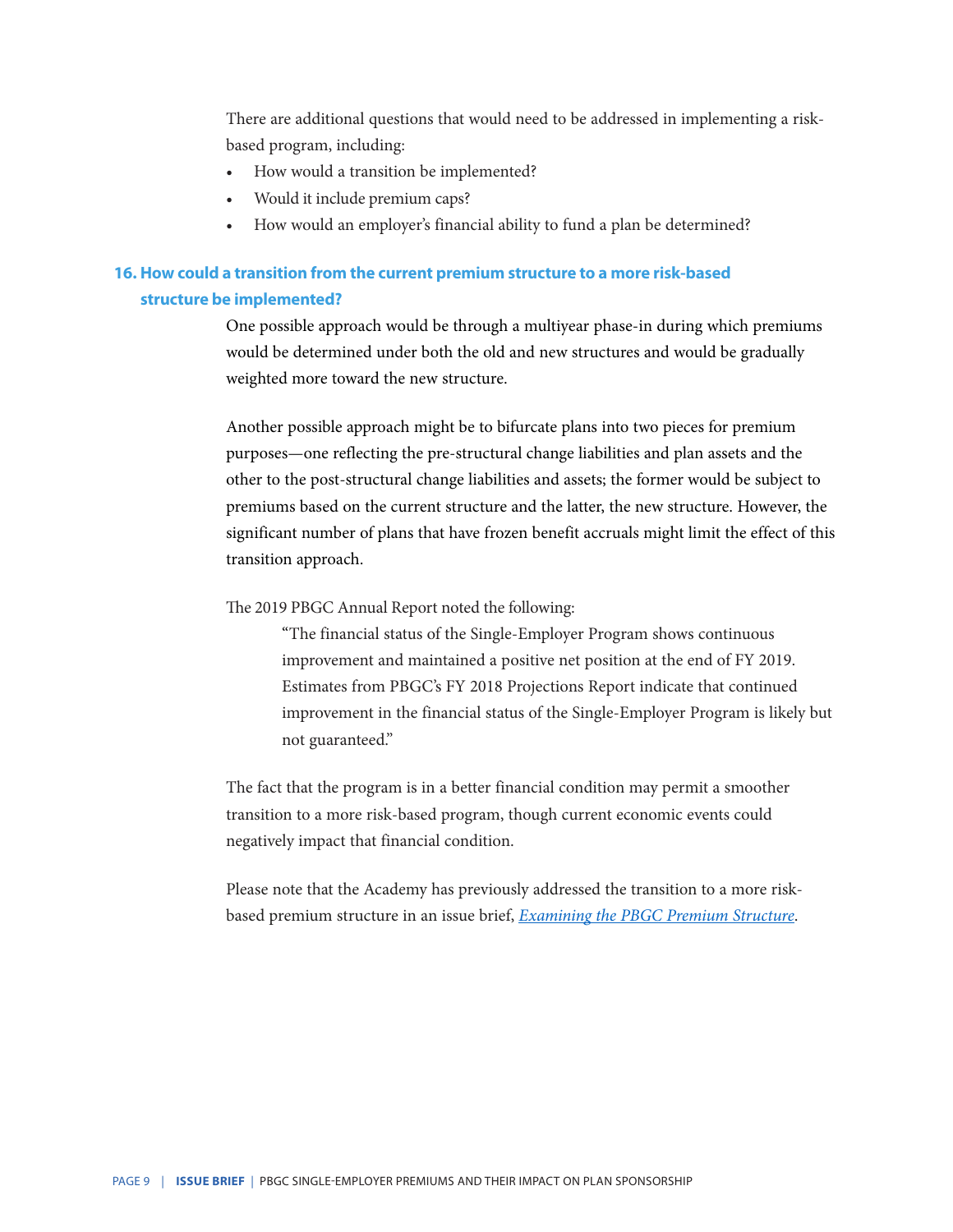There are additional questions that would need to be addressed in implementing a risk-based program, including:

- How would a transition be implemented?
- Would it include premium caps?
- How would an employer's financial ability to fund a plan be determined?

### 16. How could a transition from the current premium structure to a more risk-based structure be implemented?

One possible approach would be through a multiyear phase-in during which premiums would be determined under both the old and new structures and would be gradually weighted more toward the new structure.

Another possible approach might be to bifurcate plans into two pieces for premium purposes—one reflecting the pre-structural change liabilities and plan assets and the other to the post-structural change liabilities and assets; the former would be subject to premiums based on the current structure and the latter, the new structure. However, the significant number of plans that have frozen benefit accruals might limit the effect of this transition approach.

The 2019 PBGC Annual Report noted the following:

> "The financial status of the Single-Employer Program shows continuous improvement and maintained a positive net position at the end of FY 2019. Estimates from PBGC's FY 2018 Projections Report indicate that continued improvement in the financial status of the Single-Employer Program is likely but not guaranteed."

The fact that the program is in a better financial condition may permit a smoother transition to a more risk-based program, though current economic events could negatively impact that financial condition.

Please note that the Academy has previously addressed the transition to a more risk-based premium structure in an issue brief, *Examining the PBGC Premium Structure*.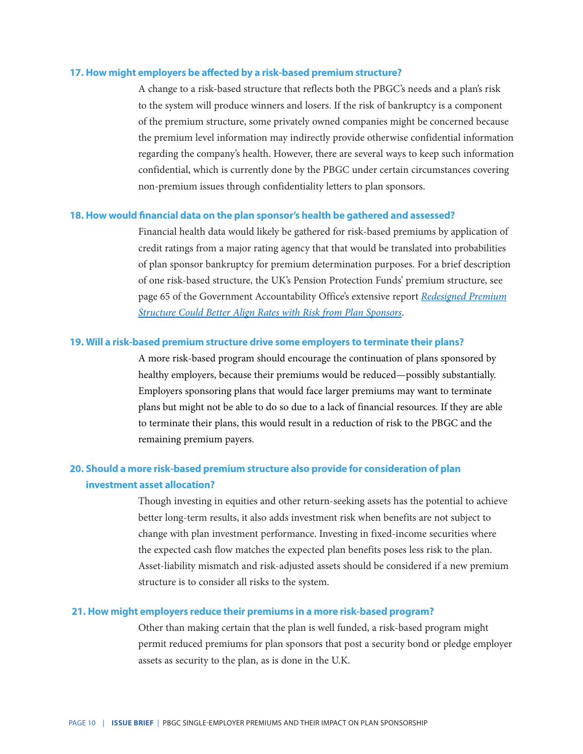### 17. How might employers be affected by a risk-based premium structure?

A change to a risk-based structure that reflects both the PBGC's needs and a plan's risk to the system will produce winners and losers. If the risk of bankruptcy is a component of the premium structure, some privately owned companies might be concerned because the premium level information may indirectly provide otherwise confidential information regarding the company's health. However, there are several ways to keep such information confidential, which is currently done by the PBGC under certain circumstances covering non-premium issues through confidentiality letters to plan sponsors.

### 18. How would financial data on the plan sponsor's health be gathered and assessed?

Financial health data would likely be gathered for risk-based premiums by application of credit ratings from a major rating agency that that would be translated into probabilities of plan sponsor bankruptcy for premium determination purposes. For a brief description of one risk-based structure, the UK's Pension Protection Funds' premium structure, see page 65 of the Government Accountability Office's extensive report *Redesigned Premium Structure Could Better Align Rates with Risk from Plan Sponsors*.

### 19. Will a risk-based premium structure drive some employers to terminate their plans?

A more risk-based program should encourage the continuation of plans sponsored by healthy employers, because their premiums would be reduced—possibly substantially. Employers sponsoring plans that would face larger premiums may want to terminate plans but might not be able to do so due to a lack of financial resources. If they are able to terminate their plans, this would result in a reduction of risk to the PBGC and the remaining premium payers.

### 20. Should a more risk-based premium structure also provide for consideration of plan investment asset allocation?

Though investing in equities and other return-seeking assets has the potential to achieve better long-term results, it also adds investment risk when benefits are not subject to change with plan investment performance. Investing in fixed-income securities where the expected cash flow matches the expected plan benefits poses less risk to the plan. Asset-liability mismatch and risk-adjusted assets should be considered if a new premium structure is to consider all risks to the system.

### 21. How might employers reduce their premiums in a more risk-based program?

Other than making certain that the plan is well funded, a risk-based program might permit reduced premiums for plan sponsors that post a security bond or pledge employer assets as security to the plan, as is done in the U.K.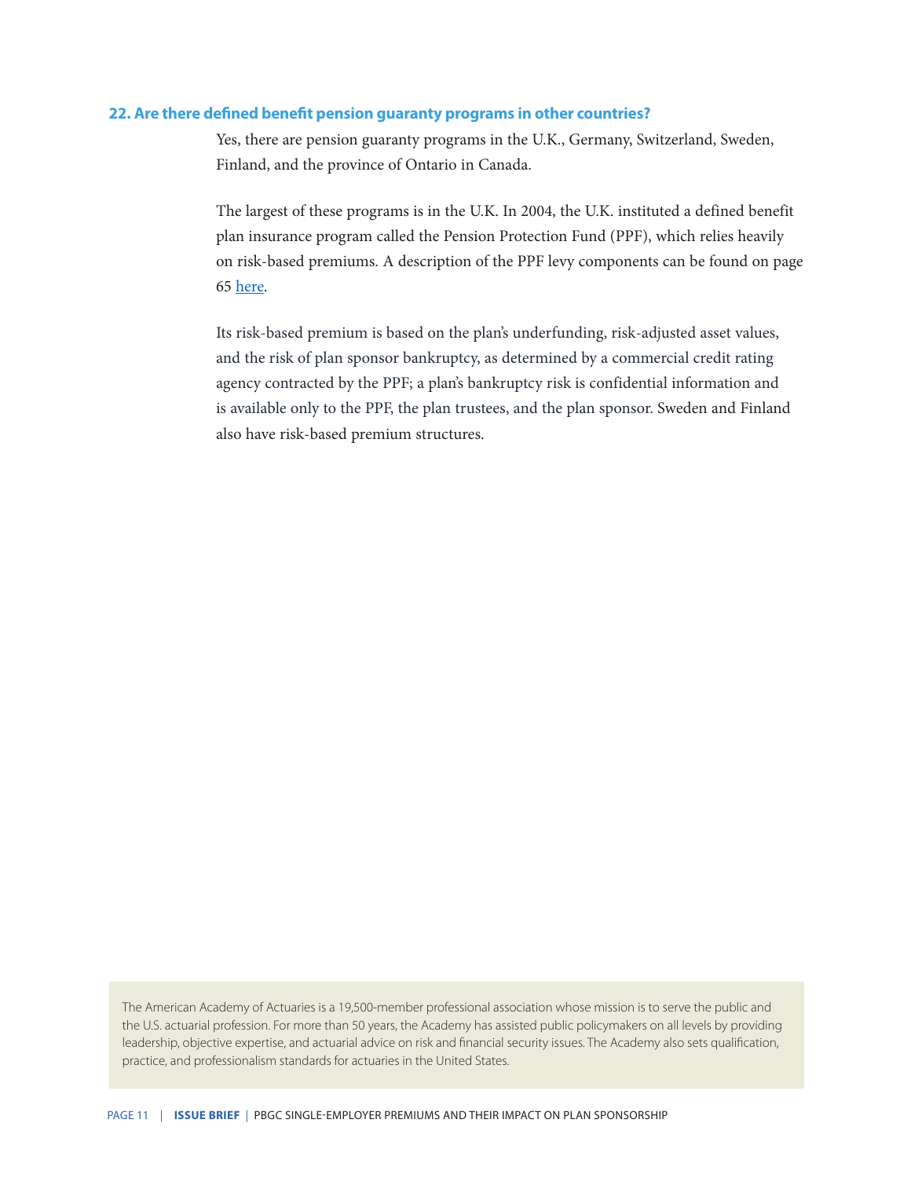### 22. Are there defined benefit pension guaranty programs in other countries?

Yes, there are pension guaranty programs in the U.K., Germany, Switzerland, Sweden, Finland, and the province of Ontario in Canada.

The largest of these programs is in the U.K. In 2004, the U.K. instituted a defined benefit plan insurance program called the Pension Protection Fund (PPF), which relies heavily on risk-based premiums. A description of the PPF levy components can be found on page 65 here.

Its risk-based premium is based on the plan's underfunding, risk-adjusted asset values, and the risk of plan sponsor bankruptcy, as determined by a commercial credit rating agency contracted by the PPF; a plan's bankruptcy risk is confidential information and is available only to the PPF, the plan trustees, and the plan sponsor. Sweden and Finland also have risk-based premium structures.

The American Academy of Actuaries is a 19,500-member professional association whose mission is to serve the public and the U.S. actuarial profession. For more than 50 years, the Academy has assisted public policymakers on all levels by providing leadership, objective expertise, and actuarial advice on risk and financial security issues. The Academy also sets qualification, practice, and professionalism standards for actuaries in the United States.